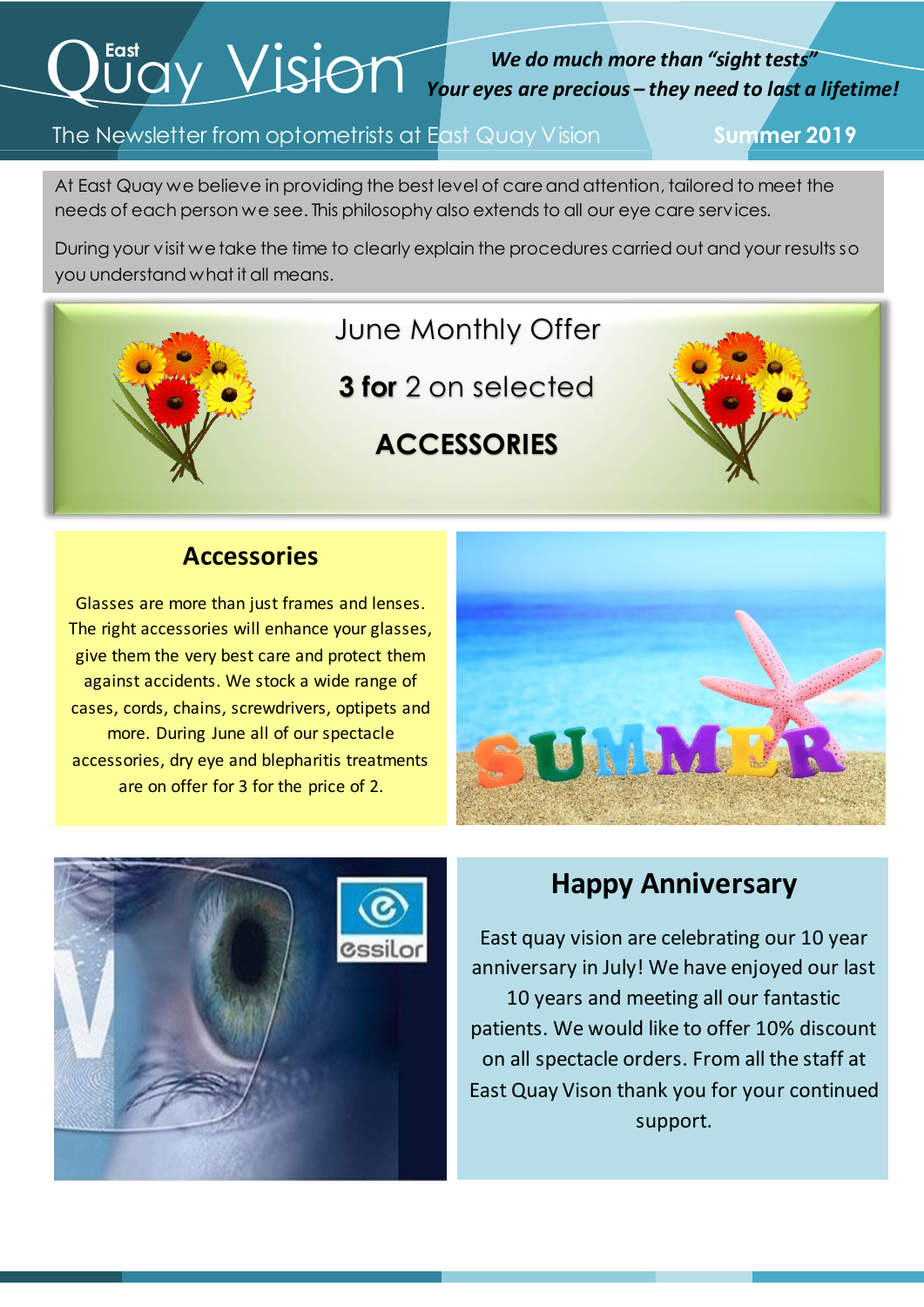# East Quay Vision

***We do much more than "sight tests"***
***Your eyes are precious – they need to last a lifetime!***

The Newsletter from optometrists at East Quay Vision **Summer 2019**

At East Quay we believe in providing the best level of care and attention, tailored to meet the needs of each person we see. This philosophy also extends to all our eye care services.

During your visit we take the time to clearly explain the procedures carried out and your results so you understand what it all means.

## June Monthly Offer

**3 for** 2 on selected

**ACCESSORIES**

## Accessories

Glasses are more than just frames and lenses. The right accessories will enhance your glasses, give them the very best care and protect them against accidents. We stock a wide range of cases, cords, chains, screwdrivers, optipets and more. During June all of our spectacle accessories, dry eye and blepharitis treatments are on offer for 3 for the price of 2.

## Happy Anniversary

East quay vision are celebrating our 10 year anniversary in July! We have enjoyed our last 10 years and meeting all our fantastic patients. We would like to offer 10% discount on all spectacle orders. From all the staff at East Quay Vison thank you for your continued support.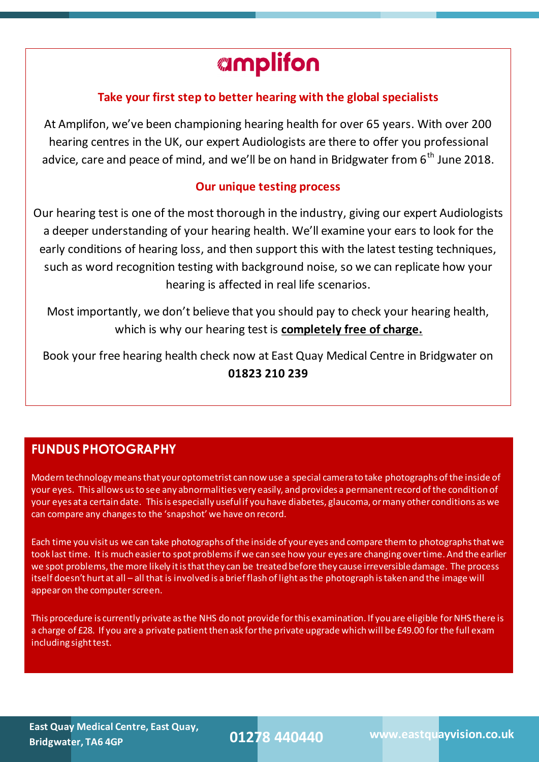# amplifon

**Take your first step to better hearing with the global specialists**

At Amplifon, we've been championing hearing health for over 65 years. With over 200 hearing centres in the UK, our expert Audiologists are there to offer you professional advice, care and peace of mind, and we'll be on hand in Bridgwater from 6th June 2018.

**Our unique testing process**

Our hearing test is one of the most thorough in the industry, giving our expert Audiologists a deeper understanding of your hearing health. We'll examine your ears to look for the early conditions of hearing loss, and then support this with the latest testing techniques, such as word recognition testing with background noise, so we can replicate how your hearing is affected in real life scenarios.

Most importantly, we don't believe that you should pay to check your hearing health, which is why our hearing test is **completely free of charge.**

Book your free hearing health check now at East Quay Medical Centre in Bridgwater on **01823 210 239**

## FUNDUS PHOTOGRAPHY

Modern technology means that your optometrist can now use a special camera to take photographs of the inside of your eyes. This allows us to see any abnormalities very easily, and provides a permanent record of the condition of your eyes at a certain date. This is especially useful if you have diabetes, glaucoma, or many other conditions as we can compare any changes to the 'snapshot' we have on record.

Each time you visit us we can take photographs of the inside of your eyes and compare them to photographs that we took last time. It is much easier to spot problems if we can see how your eyes are changing over time. And the earlier we spot problems, the more likely it is that they can be treated before they cause irreversible damage. The process itself doesn't hurt at all – all that is involved is a brief flash of light as the photograph is taken and the image will appear on the computer screen.

This procedure is currently private as the NHS do not provide for this examination. If you are eligible for NHS there is a charge of £28. If you are a private patient then ask for the private upgrade which will be £49.00 for the full exam including sight test.

**East Quay Medical Centre, East Quay, Bridgwater, TA6 4GP**

**01278 440440**

**www.eastquayvision.co.uk**